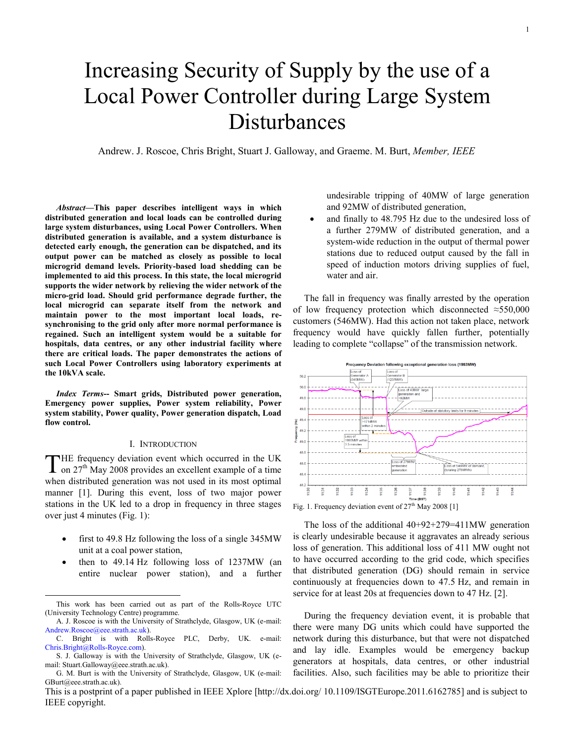# Increasing Security of Supply by the use of a Local Power Controller during Large System Disturbances

Andrew. J. Roscoe, Chris Bright, Stuart J. Galloway, and Graeme. M. Burt, *Member, IEEE*

***Abstract*—This paper describes intelligent ways in which distributed generation and local loads can be controlled during large system disturbances, using Local Power Controllers. When distributed generation is available, and a system disturbance is detected early enough, the generation can be dispatched, and its output power can be matched as closely as possible to local microgrid demand levels. Priority-based load shedding can be implemented to aid this process. In this state, the local microgrid supports the wider network by relieving the wider network of the micro-grid load. Should grid performance degrade further, the local microgrid can separate itself from the network and maintain power to the most important local loads, re-synchronising to the grid only after more normal performance is regained. Such an intelligent system would be a suitable for hospitals, data centres, or any other industrial facility where there are critical loads. The paper demonstrates the actions of such Local Power Controllers using laboratory experiments at the 10kVA scale.**

***Index Terms*-- Smart grids, Distributed power generation, Emergency power supplies, Power system reliability, Power system stability, Power quality, Power generation dispatch, Load flow control.**

## I. Introduction

THE frequency deviation event which occurred in the UK on 27th May 2008 provides an excellent example of a time when distributed generation was not used in its most optimal manner [1]. During this event, loss of two major power stations in the UK led to a drop in frequency in three stages over just 4 minutes (Fig. 1):

- first to 49.8 Hz following the loss of a single 345MW unit at a coal power station,
- then to 49.14 Hz following loss of 1237MW (an entire nuclear power station), and a further undesirable tripping of 40MW of large generation and 92MW of distributed generation,
- and finally to 48.795 Hz due to the undesired loss of a further 279MW of distributed generation, and a system-wide reduction in the output of thermal power stations due to reduced output caused by the fall in speed of induction motors driving supplies of fuel, water and air.

The fall in frequency was finally arrested by the operation of low frequency protection which disconnected ≈550,000 customers (546MW). Had this action not taken place, network frequency would have quickly fallen further, potentially leading to complete "collapse" of the transmission network.

Fig. 1. Frequency deviation event of 27th May 2008 [1]

The loss of the additional 40+92+279=411MW generation is clearly undesirable because it aggravates an already serious loss of generation. This additional loss of 411 MW ought not to have occurred according to the grid code, which specifies that distributed generation (DG) should remain in service continuously at frequencies down to 47.5 Hz, and remain in service for at least 20s at frequencies down to 47 Hz. [2].

During the frequency deviation event, it is probable that there were many DG units which could have supported the network during this disturbance, but that were not dispatched and lay idle. Examples would be emergency backup generators at hospitals, data centres, or other industrial facilities. Also, such facilities may be able to prioritize their

This work has been carried out as part of the Rolls-Royce UTC (University Technology Centre) programme.

A. J. Roscoe is with the University of Strathclyde, Glasgow, UK (e-mail: Andrew.Roscoe@eee.strath.ac.uk).

C. Bright is with Rolls-Royce PLC, Derby, UK. e-mail: Chris.Bright@Rolls-Royce.com).

S. J. Galloway is with the University of Strathclyde, Glasgow, UK (e-mail: Stuart.Galloway@eee.strath.ac.uk).

G. M. Burt is with the University of Strathclyde, Glasgow, UK (e-mail: GBurt@eee.strath.ac.uk).

This is a postprint of a paper published in IEEE Xplore [http://dx.doi.org/ 10.1109/ISGTEurope.2011.6162785] and is subject to IEEE copyright.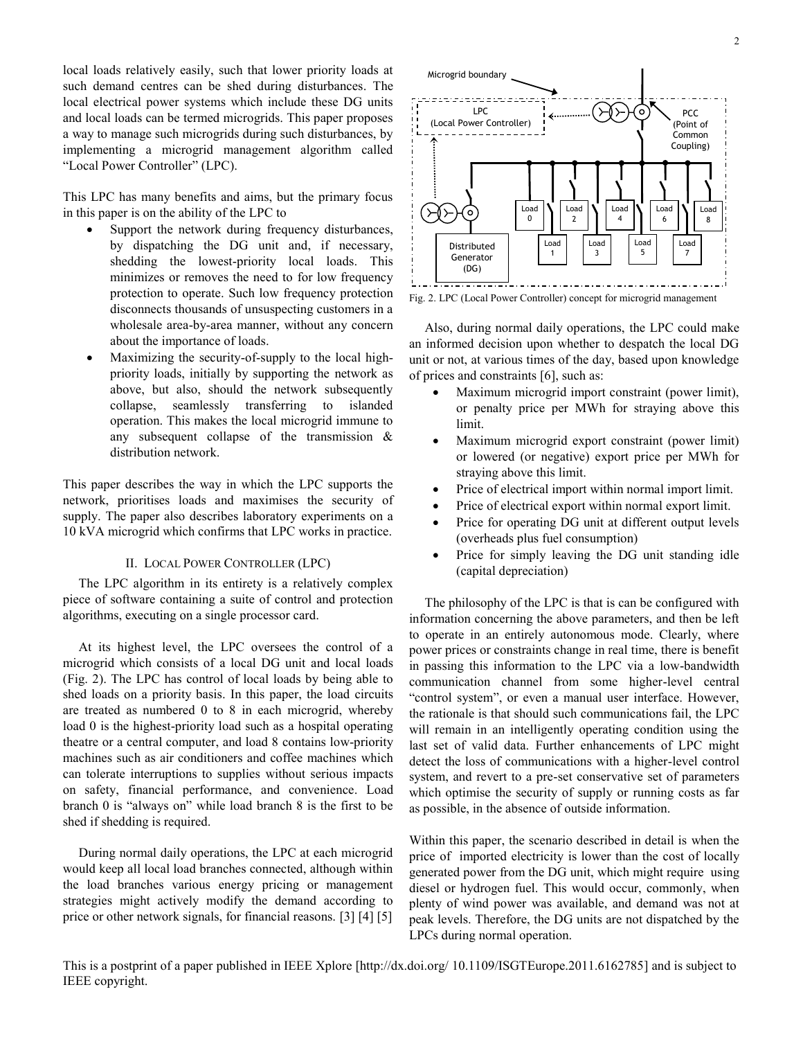local loads relatively easily, such that lower priority loads at such demand centres can be shed during disturbances. The local electrical power systems which include these DG units and local loads can be termed microgrids. This paper proposes a way to manage such microgrids during such disturbances, by implementing a microgrid management algorithm called "Local Power Controller" (LPC).

This LPC has many benefits and aims, but the primary focus in this paper is on the ability of the LPC to

- Support the network during frequency disturbances, by dispatching the DG unit and, if necessary, shedding the lowest-priority local loads. This minimizes or removes the need to for low frequency protection to operate. Such low frequency protection disconnects thousands of unsuspecting customers in a wholesale area-by-area manner, without any concern about the importance of loads.
- Maximizing the security-of-supply to the local high-priority loads, initially by supporting the network as above, but also, should the network subsequently collapse, seamlessly transferring to islanded operation. This makes the local microgrid immune to any subsequent collapse of the transmission & distribution network.

This paper describes the way in which the LPC supports the network, prioritises loads and maximises the security of supply. The paper also describes laboratory experiments on a 10 kVA microgrid which confirms that LPC works in practice.

## II. Local Power Controller (LPC)

The LPC algorithm in its entirety is a relatively complex piece of software containing a suite of control and protection algorithms, executing on a single processor card.

At its highest level, the LPC oversees the control of a microgrid which consists of a local DG unit and local loads (Fig. 2). The LPC has control of local loads by being able to shed loads on a priority basis. In this paper, the load circuits are treated as numbered 0 to 8 in each microgrid, whereby load 0 is the highest-priority load such as a hospital operating theatre or a central computer, and load 8 contains low-priority machines such as air conditioners and coffee machines which can tolerate interruptions to supplies without serious impacts on safety, financial performance, and convenience. Load branch 0 is "always on" while load branch 8 is the first to be shed if shedding is required.

During normal daily operations, the LPC at each microgrid would keep all local load branches connected, although within the load branches various energy pricing or management strategies might actively modify the demand according to price or other network signals, for financial reasons. [3] [4] [5]

Microgrid boundary
LPC (Local Power Controller)
PCC (Point of Common Coupling)
Load 0
Load 1
Load 2
Load 3
Load 4
Load 5
Load 6
Load 7
Load 8
Distributed Generator (DG)

Fig. 2. LPC (Local Power Controller) concept for microgrid management

Also, during normal daily operations, the LPC could make an informed decision upon whether to despatch the local DG unit or not, at various times of the day, based upon knowledge of prices and constraints [6], such as:

- Maximum microgrid import constraint (power limit), or penalty price per MWh for straying above this limit.
- Maximum microgrid export constraint (power limit) or lowered (or negative) export price per MWh for straying above this limit.
- Price of electrical import within normal import limit.
- Price of electrical export within normal export limit.
- Price for operating DG unit at different output levels (overheads plus fuel consumption)
- Price for simply leaving the DG unit standing idle (capital depreciation)

The philosophy of the LPC is that is can be configured with information concerning the above parameters, and then be left to operate in an entirely autonomous mode. Clearly, where power prices or constraints change in real time, there is benefit in passing this information to the LPC via a low-bandwidth communication channel from some higher-level central "control system", or even a manual user interface. However, the rationale is that should such communications fail, the LPC will remain in an intelligently operating condition using the last set of valid data. Further enhancements of LPC might detect the loss of communications with a higher-level control system, and revert to a pre-set conservative set of parameters which optimise the security of supply or running costs as far as possible, in the absence of outside information.

Within this paper, the scenario described in detail is when the price of imported electricity is lower than the cost of locally generated power from the DG unit, which might require using diesel or hydrogen fuel. This would occur, commonly, when plenty of wind power was available, and demand was not at peak levels. Therefore, the DG units are not dispatched by the LPCs during normal operation.

This is a postprint of a paper published in IEEE Xplore [http://dx.doi.org/ 10.1109/ISGTEurope.2011.6162785] and is subject to IEEE copyright.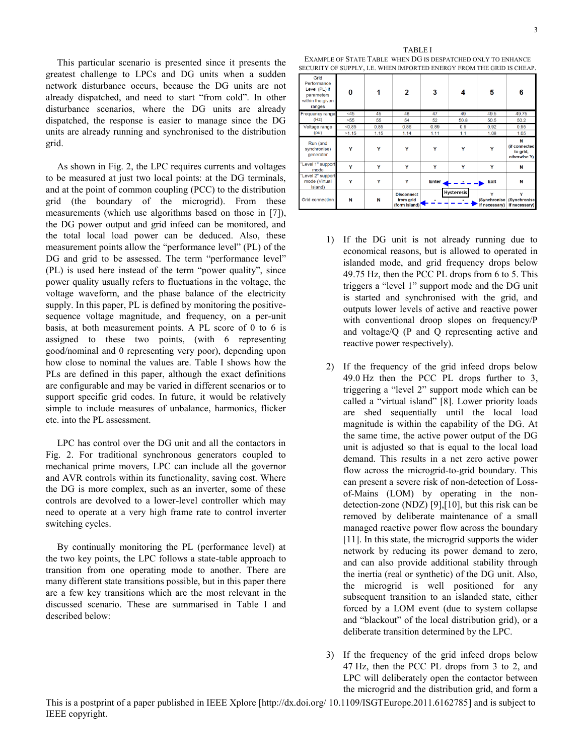This particular scenario is presented since it presents the greatest challenge to LPCs and DG units when a sudden network disturbance occurs, because the DG units are not already dispatched, and need to start "from cold". In other disturbance scenarios, where the DG units are already dispatched, the response is easier to manage since the DG units are already running and synchronised to the distribution grid.

As shown in Fig. 2, the LPC requires currents and voltages to be measured at just two local points: at the DG terminals, and at the point of common coupling (PCC) to the distribution grid (the boundary of the microgrid). From these measurements (which use algorithms based on those in [7]), the DG power output and grid infeed can be monitored, and the total local load power can be deduced. Also, these measurement points allow the "performance level" (PL) of the DG and grid to be assessed. The term "performance level" (PL) is used here instead of the term "power quality", since power quality usually refers to fluctuations in the voltage, the voltage waveform, and the phase balance of the electricity supply. In this paper, PL is defined by monitoring the positive-sequence voltage magnitude, and frequency, on a per-unit basis, at both measurement points. A PL score of 0 to 6 is assigned to these two points, (with 6 representing good/nominal and 0 representing very poor), depending upon how close to nominal the values are. Table I shows how the PLs are defined in this paper, although the exact definitions are configurable and may be varied in different scenarios or to support specific grid codes. In future, it would be relatively simple to include measures of unbalance, harmonics, flicker etc. into the PL assessment.

LPC has control over the DG unit and all the contactors in Fig. 2. For traditional synchronous generators coupled to mechanical prime movers, LPC can include all the governor and AVR controls within its functionality, saving cost. Where the DG is more complex, such as an inverter, some of these controls are devolved to a lower-level controller which may need to operate at a very high frame rate to control inverter switching cycles.

By continually monitoring the PL (performance level) at the two key points, the LPC follows a state-table approach to transition from one operating mode to another. There are many different state transitions possible, but in this paper there are a few key transitions which are the most relevant in the discussed scenario. These are summarised in Table I and described below:

TABLE I
EXAMPLE OF STATE TABLE WHEN DG IS DESPATCHED ONLY TO ENHANCE SECURITY OF SUPPLY, I.E. WHEN IMPORTED ENERGY FROM THE GRID IS CHEAP.

| Grid Performance Level (PL) if parameters within the given ranges | 0 | 1 | 2 | 3 | 4 | 5 | 6 |
|---|---|---|---|---|---|---|---|
| Frequency range (Hz) | <45<br>>55 | 45<br>55 | 46<br>54 | 47<br>52 | 49<br>50.8 | 49.5<br>50.5 | 49.75<br>50.2 |
| Voltage range (pu) | <0.85<br>>1.15 | 0.85<br>1.15 | 0.86<br>1.14 | 0.89<br>1.11 | 0.9<br>1.1 | 0.92<br>1.08 | 0.95<br>1.05 |
| Run (and synchronise) generator | Y | Y | Y | Y | Y | Y | N (if connected to grid, otherwise Y) |
| "Level 1" support mode | Y | Y | Y | Y | Y | Y | N |
| "Level 2" support mode (Virtual Island) | Y | Y | Y | Enter ← - - - Hysteresis | - - - → | Exit | N |
| Grid connection | N | N | Disconnect from grid (form island) ← - - - | - - - | - - - → | Y (Synchronise if necessary) | Y (Synchronise if necessary) |

1) If the DG unit is not already running due to economical reasons, but is allowed to operated in islanded mode, and grid frequency drops below 49.75 Hz, then the PCC PL drops from 6 to 5. This triggers a "level 1" support mode and the DG unit is started and synchronised with the grid, and outputs lower levels of active and reactive power with conventional droop slopes on frequency/P and voltage/Q (P and Q representing active and reactive power respectively).

2) If the frequency of the grid infeed drops below 49.0 Hz then the PCC PL drops further to 3, triggering a "level 2" support mode which can be called a "virtual island" [8]. Lower priority loads are shed sequentially until the local load magnitude is within the capability of the DG. At the same time, the active power output of the DG unit is adjusted so that is equal to the local load demand. This results in a net zero active power flow across the microgrid-to-grid boundary. This can present a severe risk of non-detection of Loss-of-Mains (LOM) by operating in the non-detection-zone (NDZ) [9],[10], but this risk can be removed by deliberate maintenance of a small managed reactive power flow across the boundary [11]. In this state, the microgrid supports the wider network by reducing its power demand to zero, and can also provide additional stability through the inertia (real or synthetic) of the DG unit. Also, the microgrid is well positioned for any subsequent transition to an islanded state, either forced by a LOM event (due to system collapse and "blackout" of the local distribution grid), or a deliberate transition determined by the LPC.

3) If the frequency of the grid infeed drops below 47 Hz, then the PCC PL drops from 3 to 2, and LPC will deliberately open the contactor between the microgrid and the distribution grid, and form a

This is a postprint of a paper published in IEEE Xplore [http://dx.doi.org/ 10.1109/ISGTEurope.2011.6162785] and is subject to IEEE copyright.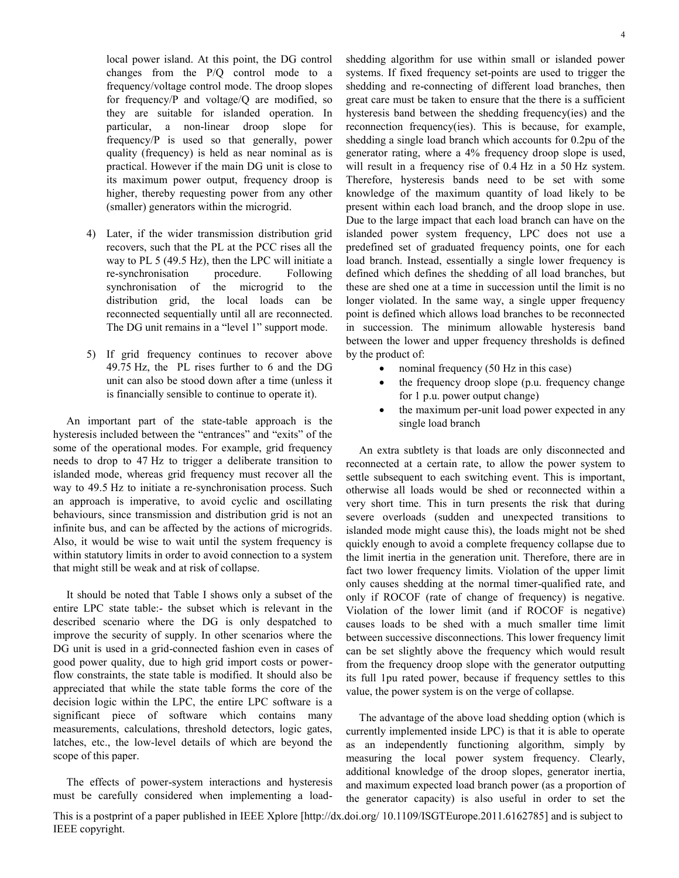local power island. At this point, the DG control changes from the P/Q control mode to a frequency/voltage control mode. The droop slopes for frequency/P and voltage/Q are modified, so they are suitable for islanded operation. In particular, a non-linear droop slope for frequency/P is used so that generally, power quality (frequency) is held as near nominal as is practical. However if the main DG unit is close to its maximum power output, frequency droop is higher, thereby requesting power from any other (smaller) generators within the microgrid.

4) Later, if the wider transmission distribution grid recovers, such that the PL at the PCC rises all the way to PL 5 (49.5 Hz), then the LPC will initiate a re-synchronisation procedure. Following synchronisation of the microgrid to the distribution grid, the local loads can be reconnected sequentially until all are reconnected. The DG unit remains in a "level 1" support mode.

5) If grid frequency continues to recover above 49.75 Hz, the PL rises further to 6 and the DG unit can also be stood down after a time (unless it is financially sensible to continue to operate it).

An important part of the state-table approach is the hysteresis included between the "entrances" and "exits" of the some of the operational modes. For example, grid frequency needs to drop to 47 Hz to trigger a deliberate transition to islanded mode, whereas grid frequency must recover all the way to 49.5 Hz to initiate a re-synchronisation process. Such an approach is imperative, to avoid cyclic and oscillating behaviours, since transmission and distribution grid is not an infinite bus, and can be affected by the actions of microgrids. Also, it would be wise to wait until the system frequency is within statutory limits in order to avoid connection to a system that might still be weak and at risk of collapse.

It should be noted that Table I shows only a subset of the entire LPC state table:- the subset which is relevant in the described scenario where the DG is only despatched to improve the security of supply. In other scenarios where the DG unit is used in a grid-connected fashion even in cases of good power quality, due to high grid import costs or power-flow constraints, the state table is modified. It should also be appreciated that while the state table forms the core of the decision logic within the LPC, the entire LPC software is a significant piece of software which contains many measurements, calculations, threshold detectors, logic gates, latches, etc., the low-level details of which are beyond the scope of this paper.

The effects of power-system interactions and hysteresis must be carefully considered when implementing a load-shedding algorithm for use within small or islanded power systems. If fixed frequency set-points are used to trigger the shedding and re-connecting of different load branches, then great care must be taken to ensure that the there is a sufficient hysteresis band between the shedding frequency(ies) and the reconnection frequency(ies). This is because, for example, shedding a single load branch which accounts for 0.2pu of the generator rating, where a 4% frequency droop slope is used, will result in a frequency rise of 0.4 Hz in a 50 Hz system. Therefore, hysteresis bands need to be set with some knowledge of the maximum quantity of load likely to be present within each load branch, and the droop slope in use. Due to the large impact that each load branch can have on the islanded power system frequency, LPC does not use a predefined set of graduated frequency points, one for each load branch. Instead, essentially a single lower frequency is defined which defines the shedding of all load branches, but these are shed one at a time in succession until the limit is no longer violated. In the same way, a single upper frequency point is defined which allows load branches to be reconnected in succession. The minimum allowable hysteresis band between the lower and upper frequency thresholds is defined by the product of:

- nominal frequency (50 Hz in this case)
- the frequency droop slope (p.u. frequency change for 1 p.u. power output change)
- the maximum per-unit load power expected in any single load branch

An extra subtlety is that loads are only disconnected and reconnected at a certain rate, to allow the power system to settle subsequent to each switching event. This is important, otherwise all loads would be shed or reconnected within a very short time. This in turn presents the risk that during severe overloads (sudden and unexpected transitions to islanded mode might cause this), the loads might not be shed quickly enough to avoid a complete frequency collapse due to the limit inertia in the generation unit. Therefore, there are in fact two lower frequency limits. Violation of the upper limit only causes shedding at the normal timer-qualified rate, and only if ROCOF (rate of change of frequency) is negative. Violation of the lower limit (and if ROCOF is negative) causes loads to be shed with a much smaller time limit between successive disconnections. This lower frequency limit can be set slightly above the frequency which would result from the frequency droop slope with the generator outputting its full 1pu rated power, because if frequency settles to this value, the power system is on the verge of collapse.

The advantage of the above load shedding option (which is currently implemented inside LPC) is that it is able to operate as an independently functioning algorithm, simply by measuring the local power system frequency. Clearly, additional knowledge of the droop slopes, generator inertia, and maximum expected load branch power (as a proportion of the generator capacity) is also useful in order to set the

This is a postprint of a paper published in IEEE Xplore [http://dx.doi.org/ 10.1109/ISGTEurope.2011.6162785] and is subject to IEEE copyright.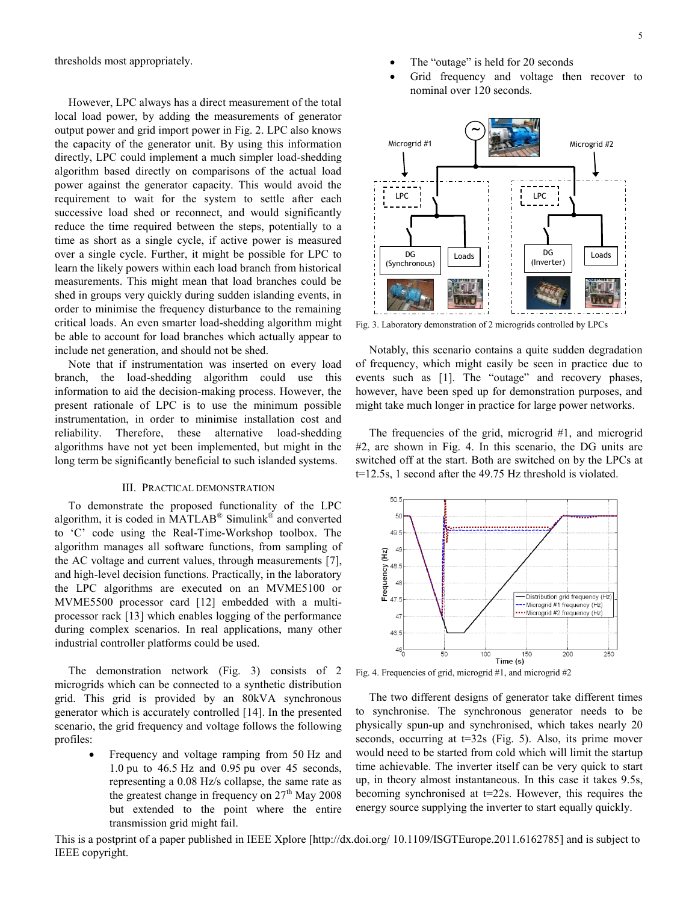thresholds most appropriately.

However, LPC always has a direct measurement of the total local load power, by adding the measurements of generator output power and grid import power in Fig. 2. LPC also knows the capacity of the generator unit. By using this information directly, LPC could implement a much simpler load-shedding algorithm based directly on comparisons of the actual load power against the generator capacity. This would avoid the requirement to wait for the system to settle after each successive load shed or reconnect, and would significantly reduce the time required between the steps, potentially to a time as short as a single cycle, if active power is measured over a single cycle. Further, it might be possible for LPC to learn the likely powers within each load branch from historical measurements. This might mean that load branches could be shed in groups very quickly during sudden islanding events, in order to minimise the frequency disturbance to the remaining critical loads. An even smarter load-shedding algorithm might be able to account for load branches which actually appear to include net generation, and should not be shed.

Note that if instrumentation was inserted on every load branch, the load-shedding algorithm could use this information to aid the decision-making process. However, the present rationale of LPC is to use the minimum possible instrumentation, in order to minimise installation cost and reliability. Therefore, these alternative load-shedding algorithms have not yet been implemented, but might in the long term be significantly beneficial to such islanded systems.

## III. Practical Demonstration

To demonstrate the proposed functionality of the LPC algorithm, it is coded in MATLAB® Simulink® and converted to 'C' code using the Real-Time-Workshop toolbox. The algorithm manages all software functions, from sampling of the AC voltage and current values, through measurements [7], and high-level decision functions. Practically, in the laboratory the LPC algorithms are executed on an MVME5100 or MVME5500 processor card [12] embedded with a multi-processor rack [13] which enables logging of the performance during complex scenarios. In real applications, many other industrial controller platforms could be used.

The demonstration network (Fig. 3) consists of 2 microgrids which can be connected to a synthetic distribution grid. This grid is provided by an 80kVA synchronous generator which is accurately controlled [14]. In the presented scenario, the grid frequency and voltage follows the following profiles:

- Frequency and voltage ramping from 50 Hz and 1.0 pu to 46.5 Hz and 0.95 pu over 45 seconds, representing a 0.08 Hz/s collapse, the same rate as the greatest change in frequency on 27th May 2008 but extended to the point where the entire transmission grid might fail.
- The "outage" is held for 20 seconds
- Grid frequency and voltage then recover to nominal over 120 seconds.

Microgrid #1
Microgrid #2
LPC
LPC
DG (Synchronous)
Loads
DG (Inverter)
Loads

Fig. 3. Laboratory demonstration of 2 microgrids controlled by LPCs

Notably, this scenario contains a quite sudden degradation of frequency, which might easily be seen in practice due to events such as [1]. The "outage" and recovery phases, however, have been sped up for demonstration purposes, and might take much longer in practice for large power networks.

The frequencies of the grid, microgrid #1, and microgrid #2, are shown in Fig. 4. In this scenario, the DG units are switched off at the start. Both are switched on by the LPCs at t=12.5s, 1 second after the 49.75 Hz threshold is violated.

Frequency (Hz)
Time (s)
Distribution grid frequency (Hz)
Microgrid #1 frequency (Hz)
Microgrid #2 frequency (Hz)

Fig. 4. Frequencies of grid, microgrid #1, and microgrid #2

The two different designs of generator take different times to synchronise. The synchronous generator needs to be physically spun-up and synchronised, which takes nearly 20 seconds, occurring at t=32s (Fig. 5). Also, its prime mover would need to be started from cold which will limit the startup time achievable. The inverter itself can be very quick to start up, in theory almost instantaneous. In this case it takes 9.5s, becoming synchronised at t=22s. However, this requires the energy source supplying the inverter to start equally quickly.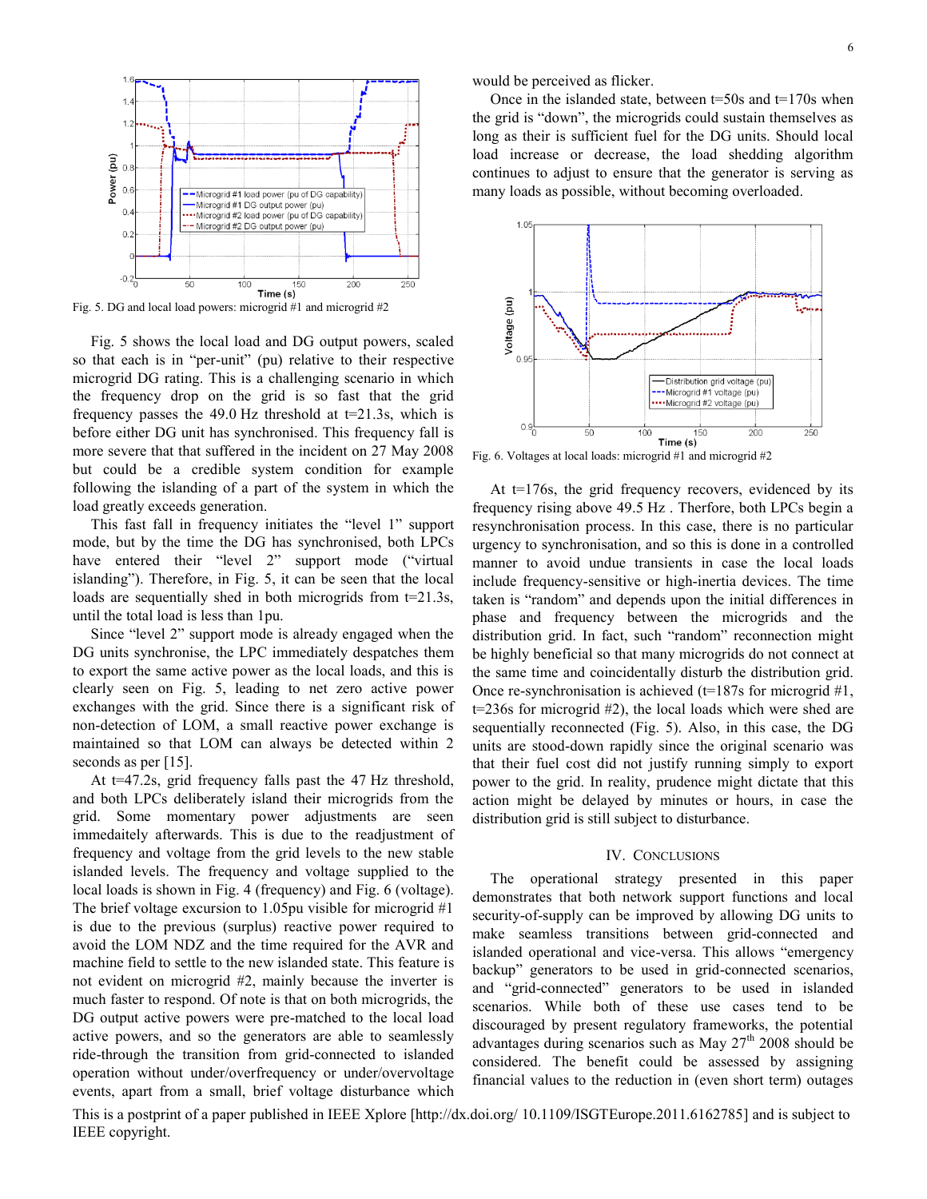Fig. 5. DG and local load powers: microgrid #1 and microgrid #2

Fig. 5 shows the local load and DG output powers, scaled so that each is in "per-unit" (pu) relative to their respective microgrid DG rating. This is a challenging scenario in which the frequency drop on the grid is so fast that the grid frequency passes the 49.0 Hz threshold at t=21.3s, which is before either DG unit has synchronised. This frequency fall is more severe that that suffered in the incident on 27 May 2008 but could be a credible system condition for example following the islanding of a part of the system in which the load greatly exceeds generation.

This fast fall in frequency initiates the "level 1" support mode, but by the time the DG has synchronised, both LPCs have entered their "level 2" support mode ("virtual islanding"). Therefore, in Fig. 5, it can be seen that the local loads are sequentially shed in both microgrids from t=21.3s, until the total load is less than 1pu.

Since "level 2" support mode is already engaged when the DG units synchronise, the LPC immediately despatches them to export the same active power as the local loads, and this is clearly seen on Fig. 5, leading to net zero active power exchanges with the grid. Since there is a significant risk of non-detection of LOM, a small reactive power exchange is maintained so that LOM can always be detected within 2 seconds as per [15].

At t=47.2s, grid frequency falls past the 47 Hz threshold, and both LPCs deliberately island their microgrids from the grid. Some momentary power adjustments are seen immedaitely afterwards. This is due to the readjustment of frequency and voltage from the grid levels to the new stable islanded levels. The frequency and voltage supplied to the local loads is shown in Fig. 4 (frequency) and Fig. 6 (voltage). The brief voltage excursion to 1.05pu visible for microgrid #1 is due to the previous (surplus) reactive power required to avoid the LOM NDZ and the time required for the AVR and machine field to settle to the new islanded state. This feature is not evident on microgrid #2, mainly because the inverter is much faster to respond. Of note is that on both microgrids, the DG output active powers were pre-matched to the local load active powers, and so the generators are able to seamlessly ride-through the transition from grid-connected to islanded operation without under/overfrequency or under/overvoltage events, apart from a small, brief voltage disturbance which would be perceived as flicker.

Once in the islanded state, between t=50s and t=170s when the grid is "down", the microgrids could sustain themselves as long as their is sufficient fuel for the DG units. Should local load increase or decrease, the load shedding algorithm continues to adjust to ensure that the generator is serving as many loads as possible, without becoming overloaded.

Fig. 6. Voltages at local loads: microgrid #1 and microgrid #2

At t=176s, the grid frequency recovers, evidenced by its frequency rising above 49.5 Hz . Therfore, both LPCs begin a resynchronisation process. In this case, there is no particular urgency to synchronisation, and so this is done in a controlled manner to avoid undue transients in case the local loads include frequency-sensitive or high-inertia devices. The time taken is "random" and depends upon the initial differences in phase and frequency between the microgrids and the distribution grid. In fact, such "random" reconnection might be highly beneficial so that many microgrids do not connect at the same time and coincidentally disturb the distribution grid. Once re-synchronisation is achieved (t=187s for microgrid #1, t=236s for microgrid #2), the local loads which were shed are sequentially reconnected (Fig. 5). Also, in this case, the DG units are stood-down rapidly since the original scenario was that their fuel cost did not justify running simply to export power to the grid. In reality, prudence might dictate that this action might be delayed by minutes or hours, in case the distribution grid is still subject to disturbance.

## IV. Conclusions

The operational strategy presented in this paper demonstrates that both network support functions and local security-of-supply can be improved by allowing DG units to make seamless transitions between grid-connected and islanded operational and vice-versa. This allows "emergency backup" generators to be used in grid-connected scenarios, and "grid-connected" generators to be used in islanded scenarios. While both of these use cases tend to be discouraged by present regulatory frameworks, the potential advantages during scenarios such as May 27th 2008 should be considered. The benefit could be assessed by assigning financial values to the reduction in (even short term) outages

This is a postprint of a paper published in IEEE Xplore [http://dx.doi.org/ 10.1109/ISGTEurope.2011.6162785] and is subject to IEEE copyright.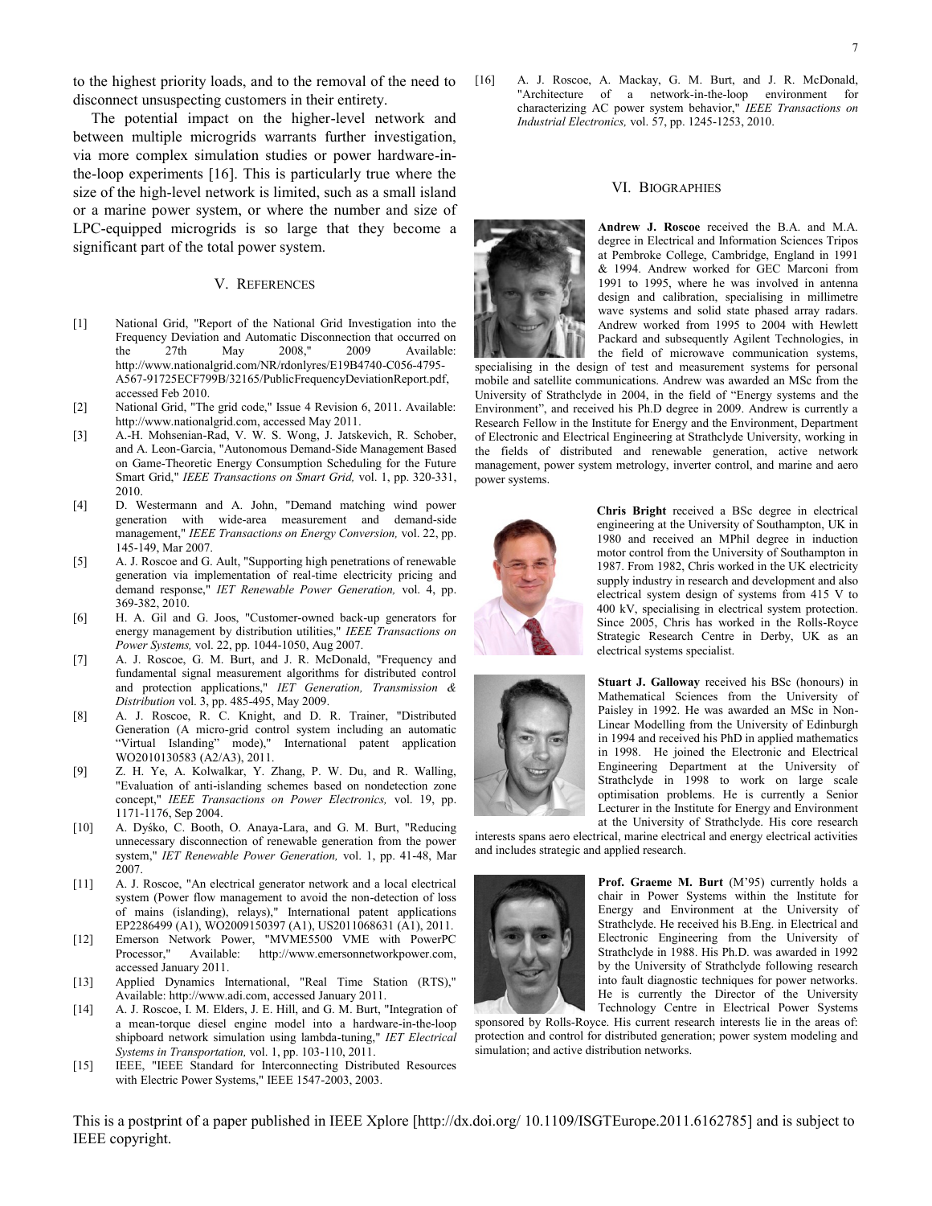to the highest priority loads, and to the removal of the need to disconnect unsuspecting customers in their entirety.

The potential impact on the higher-level network and between multiple microgrids warrants further investigation, via more complex simulation studies or power hardware-in-the-loop experiments [16]. This is particularly true where the size of the high-level network is limited, such as a small island or a marine power system, or where the number and size of LPC-equipped microgrids is so large that they become a significant part of the total power system.

## V. References

[1] National Grid, "Report of the National Grid Investigation into the Frequency Deviation and Automatic Disconnection that occurred on the 27th May 2008," 2009 Available: http://www.nationalgrid.com/NR/rdonlyres/E19B4740-C056-4795-A567-91725ECF799B/32165/PublicFrequencyDeviationReport.pdf, accessed Feb 2010.

[2] National Grid, "The grid code," Issue 4 Revision 6, 2011. Available: http://www.nationalgrid.com, accessed May 2011.

[3] A.-H. Mohsenian-Rad, V. W. S. Wong, J. Jatskevich, R. Schober, and A. Leon-Garcia, "Autonomous Demand-Side Management Based on Game-Theoretic Energy Consumption Scheduling for the Future Smart Grid," *IEEE Transactions on Smart Grid,* vol. 1, pp. 320-331, 2010.

[4] D. Westermann and A. John, "Demand matching wind power generation with wide-area measurement and demand-side management," *IEEE Transactions on Energy Conversion,* vol. 22, pp. 145-149, Mar 2007.

[5] A. J. Roscoe and G. Ault, "Supporting high penetrations of renewable generation via implementation of real-time electricity pricing and demand response," *IET Renewable Power Generation,* vol. 4, pp. 369-382, 2010.

[6] H. A. Gil and G. Joos, "Customer-owned back-up generators for energy management by distribution utilities," *IEEE Transactions on Power Systems,* vol. 22, pp. 1044-1050, Aug 2007.

[7] A. J. Roscoe, G. M. Burt, and J. R. McDonald, "Frequency and fundamental signal measurement algorithms for distributed control and protection applications," *IET Generation, Transmission & Distribution* vol. 3, pp. 485-495, May 2009.

[8] A. J. Roscoe, R. C. Knight, and D. R. Trainer, "Distributed Generation (A micro-grid control system including an automatic "Virtual Islanding" mode)," International patent application WO2010130583 (A2/A3), 2011.

[9] Z. H. Ye, A. Kolwalkar, Y. Zhang, P. W. Du, and R. Walling, "Evaluation of anti-islanding schemes based on nondetection zone concept," *IEEE Transactions on Power Electronics,* vol. 19, pp. 1171-1176, Sep 2004.

[10] A. Dyśko, C. Booth, O. Anaya-Lara, and G. M. Burt, "Reducing unnecessary disconnection of renewable generation from the power system," *IET Renewable Power Generation,* vol. 1, pp. 41-48, Mar 2007.

[11] A. J. Roscoe, "An electrical generator network and a local electrical system (Power flow management to avoid the non-detection of loss of mains (islanding), relays)," International patent applications EP2286499 (A1), WO2009150397 (A1), US2011068631 (A1), 2011.

[12] Emerson Network Power, "MVME5500 VME with PowerPC Processor," Available: http://www.emersonnetworkpower.com, accessed January 2011.

[13] Applied Dynamics International, "Real Time Station (RTS)," Available: http://www.adi.com, accessed January 2011.

[14] A. J. Roscoe, I. M. Elders, J. E. Hill, and G. M. Burt, "Integration of a mean-torque diesel engine model into a hardware-in-the-loop shipboard network simulation using lambda-tuning," *IET Electrical Systems in Transportation,* vol. 1, pp. 103-110, 2011.

[15] IEEE, "IEEE Standard for Interconnecting Distributed Resources with Electric Power Systems," IEEE 1547-2003, 2003.

[16] A. J. Roscoe, A. Mackay, G. M. Burt, and J. R. McDonald, "Architecture of a network-in-the-loop environment for characterizing AC power system behavior," *IEEE Transactions on Industrial Electronics,* vol. 57, pp. 1245-1253, 2010.

## VI. Biographies

**Andrew J. Roscoe** received the B.A. and M.A. degree in Electrical and Information Sciences Tripos at Pembroke College, Cambridge, England in 1991 & 1994. Andrew worked for GEC Marconi from 1991 to 1995, where he was involved in antenna design and calibration, specialising in millimetre wave systems and solid state phased array radars. Andrew worked from 1995 to 2004 with Hewlett Packard and subsequently Agilent Technologies, in the field of microwave communication systems, specialising in the design of test and measurement systems for personal mobile and satellite communications. Andrew was awarded an MSc from the University of Strathclyde in 2004, in the field of "Energy systems and the Environment", and received his Ph.D degree in 2009. Andrew is currently a Research Fellow in the Institute for Energy and the Environment, Department of Electronic and Electrical Engineering at Strathclyde University, working in the fields of distributed and renewable generation, active network management, power system metrology, inverter control, and marine and aero power systems.

**Chris Bright** received a BSc degree in electrical engineering at the University of Southampton, UK in 1980 and received an MPhil degree in induction motor control from the University of Southampton in 1987. From 1982, Chris worked in the UK electricity supply industry in research and development and also electrical system design of systems from 415 V to 400 kV, specialising in electrical system protection. Since 2005, Chris has worked in the Rolls-Royce Strategic Research Centre in Derby, UK as an electrical systems specialist.

**Stuart J. Galloway** received his BSc (honours) in Mathematical Sciences from the University of Paisley in 1992. He was awarded an MSc in Non-Linear Modelling from the University of Edinburgh in 1994 and received his PhD in applied mathematics in 1998. He joined the Electronic and Electrical Engineering Department at the University of Strathclyde in 1998 to work on large scale optimisation problems. He is currently a Senior Lecturer in the Institute for Energy and Environment at the University of Strathclyde. His core research interests spans aero electrical, marine electrical and energy electrical activities and includes strategic and applied research.

**Prof. Graeme M. Burt** (M'95) currently holds a chair in Power Systems within the Institute for Energy and Environment at the University of Strathclyde. He received his B.Eng. in Electrical and Electronic Engineering from the University of Strathclyde in 1988. His Ph.D. was awarded in 1992 by the University of Strathclyde following research into fault diagnostic techniques for power networks. He is currently the Director of the University Technology Centre in Electrical Power Systems sponsored by Rolls-Royce. His current research interests lie in the areas of: protection and control for distributed generation; power system modeling and simulation; and active distribution networks.

This is a postprint of a paper published in IEEE Xplore [http://dx.doi.org/ 10.1109/ISGTEurope.2011.6162785] and is subject to IEEE copyright.